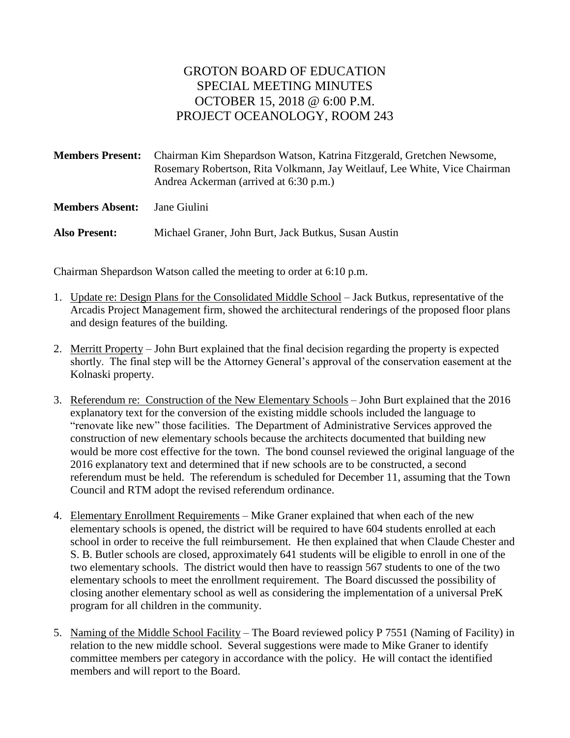# GROTON BOARD OF EDUCATION
## SPECIAL MEETING MINUTES
## OCTOBER 15, 2018 @ 6:00 P.M.
## PROJECT OCEANOLOGY, ROOM 243

**Members Present:** Chairman Kim Shepardson Watson, Katrina Fitzgerald, Gretchen Newsome, Rosemary Robertson, Rita Volkmann, Jay Weitlauf, Lee White, Vice Chairman Andrea Ackerman (arrived at 6:30 p.m.)

**Members Absent:** Jane Giulini

**Also Present:** Michael Graner, John Burt, Jack Butkus, Susan Austin

Chairman Shepardson Watson called the meeting to order at 6:10 p.m.

1. Update re: Design Plans for the Consolidated Middle School – Jack Butkus, representative of the Arcadis Project Management firm, showed the architectural renderings of the proposed floor plans and design features of the building.

2. Merritt Property – John Burt explained that the final decision regarding the property is expected shortly. The final step will be the Attorney General's approval of the conservation easement at the Kolnaski property.

3. Referendum re: Construction of the New Elementary Schools – John Burt explained that the 2016 explanatory text for the conversion of the existing middle schools included the language to "renovate like new" those facilities. The Department of Administrative Services approved the construction of new elementary schools because the architects documented that building new would be more cost effective for the town. The bond counsel reviewed the original language of the 2016 explanatory text and determined that if new schools are to be constructed, a second referendum must be held. The referendum is scheduled for December 11, assuming that the Town Council and RTM adopt the revised referendum ordinance.

4. Elementary Enrollment Requirements – Mike Graner explained that when each of the new elementary schools is opened, the district will be required to have 604 students enrolled at each school in order to receive the full reimbursement. He then explained that when Claude Chester and S. B. Butler schools are closed, approximately 641 students will be eligible to enroll in one of the two elementary schools. The district would then have to reassign 567 students to one of the two elementary schools to meet the enrollment requirement. The Board discussed the possibility of closing another elementary school as well as considering the implementation of a universal PreK program for all children in the community.

5. Naming of the Middle School Facility – The Board reviewed policy P 7551 (Naming of Facility) in relation to the new middle school. Several suggestions were made to Mike Graner to identify committee members per category in accordance with the policy. He will contact the identified members and will report to the Board.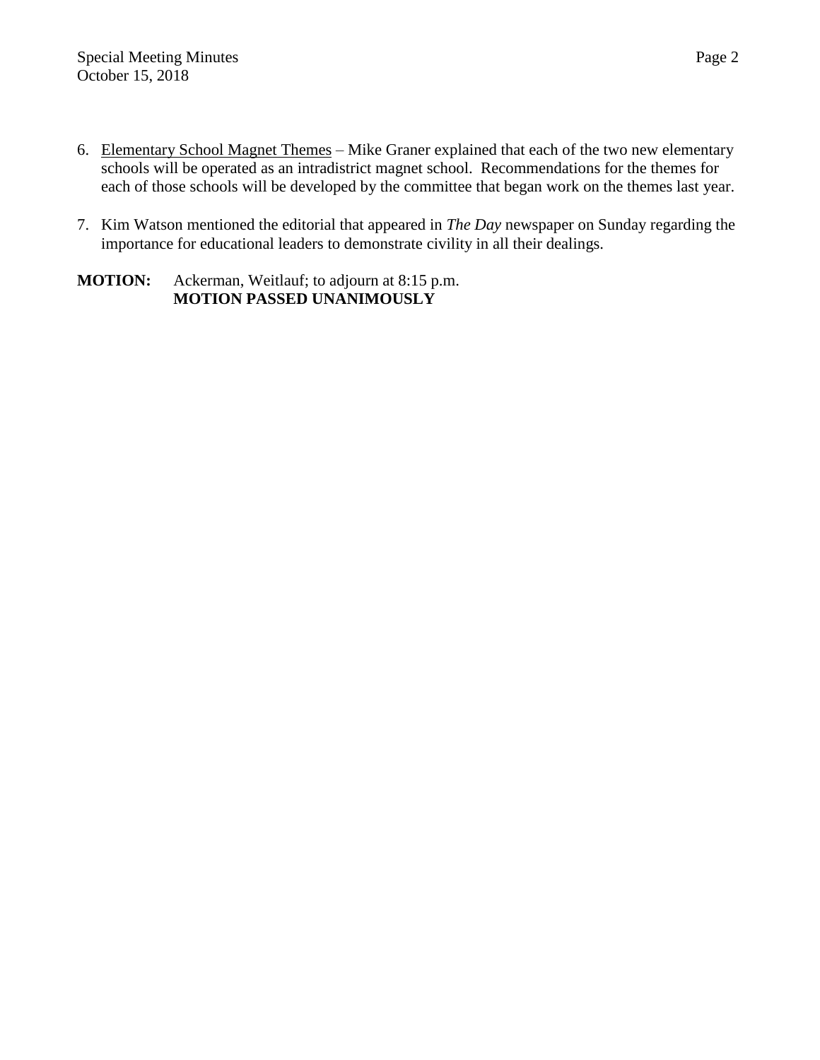6. Elementary School Magnet Themes – Mike Graner explained that each of the two new elementary schools will be operated as an intradistrict magnet school. Recommendations for the themes for each of those schools will be developed by the committee that began work on the themes last year.

7. Kim Watson mentioned the editorial that appeared in *The Day* newspaper on Sunday regarding the importance for educational leaders to demonstrate civility in all their dealings.

**MOTION:** Ackerman, Weitlauf; to adjourn at 8:15 p.m.
**MOTION PASSED UNANIMOUSLY**